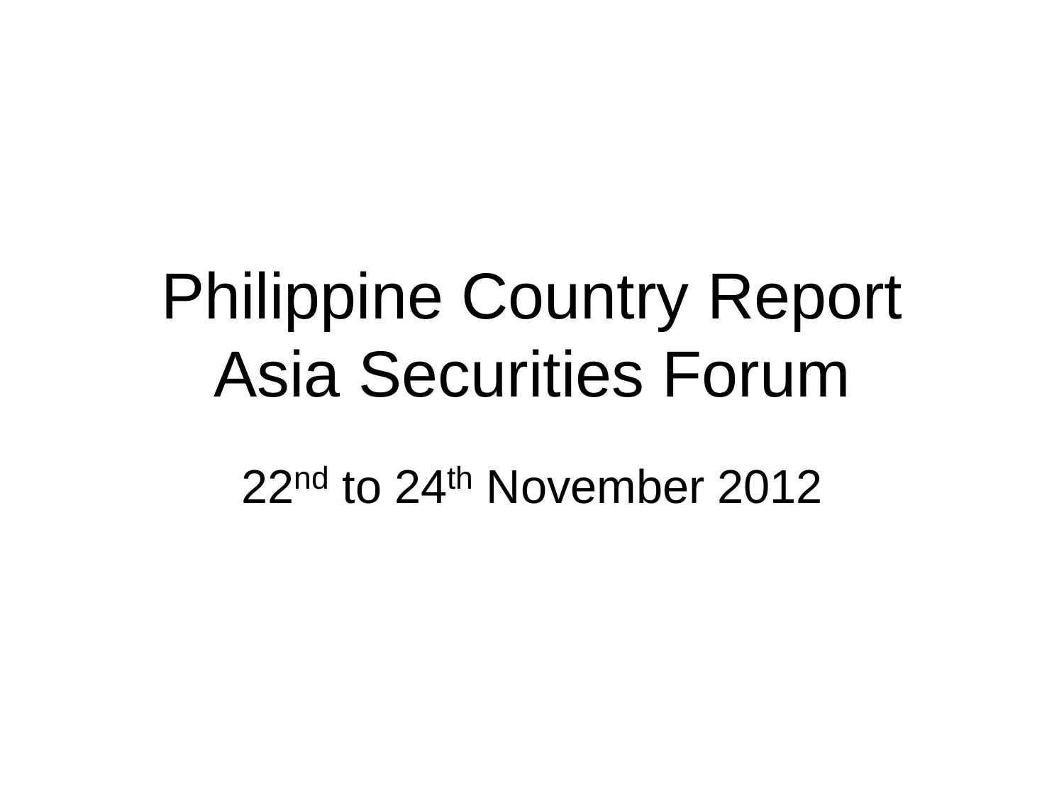# Philippine Country Report
# Asia Securities Forum

22nd to 24th November 2012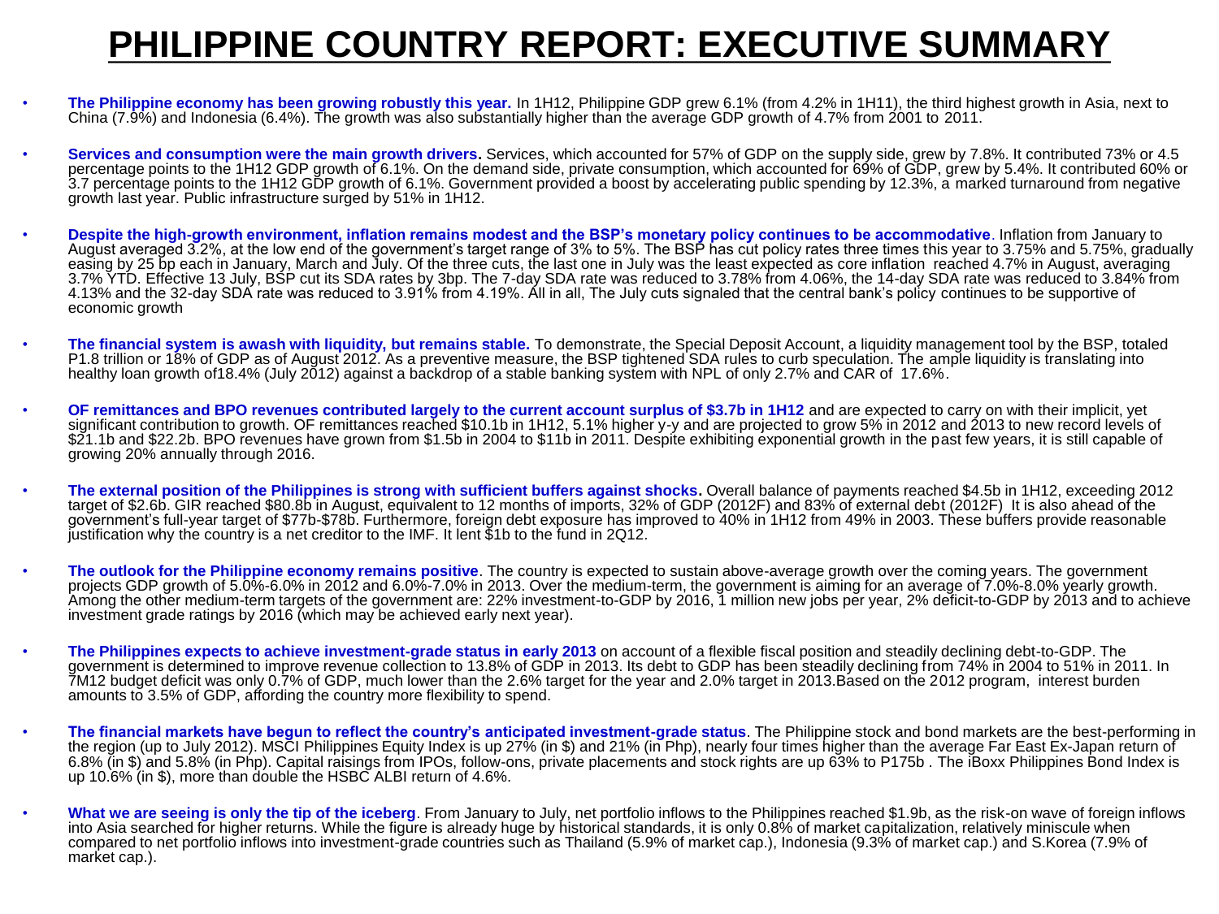# PHILIPPINE COUNTRY REPORT: EXECUTIVE SUMMARY

- **The Philippine economy has been growing robustly this year.** In 1H12, Philippine GDP grew 6.1% (from 4.2% in 1H11), the third highest growth in Asia, next to China (7.9%) and Indonesia (6.4%). The growth was also substantially higher than the average GDP growth of 4.7% from 2001 to 2011.

- **Services and consumption were the main growth drivers.** Services, which accounted for 57% of GDP on the supply side, grew by 7.8%. It contributed 73% or 4.5 percentage points to the 1H12 GDP growth of 6.1%. On the demand side, private consumption, which accounted for 69% of GDP, grew by 5.4%. It contributed 60% or 3.7 percentage points to the 1H12 GDP growth of 6.1%. Government provided a boost by accelerating public spending by 12.3%, a marked turnaround from negative growth last year. Public infrastructure surged by 51% in 1H12.

- **Despite the high-growth environment, inflation remains modest and the BSP's monetary policy continues to be accommodative**. Inflation from January to August averaged 3.2%, at the low end of the government's target range of 3% to 5%. The BSP has cut policy rates three times this year to 3.75% and 5.75%, gradually easing by 25 bp each in January, March and July. Of the three cuts, the last one in July was the least expected as core inflation reached 4.7% in August, averaging 3.7% YTD. Effective 13 July, BSP cut its SDA rates by 3bp. The 7-day SDA rate was reduced to 3.78% from 4.06%, the 14-day SDA rate was reduced to 3.84% from 4.13% and the 32-day SDA rate was reduced to 3.91% from 4.19%. All in all, The July cuts signaled that the central bank's policy continues to be supportive of economic growth

- **The financial system is awash with liquidity, but remains stable.** To demonstrate, the Special Deposit Account, a liquidity management tool by the BSP, totaled P1.8 trillion or 18% of GDP as of August 2012. As a preventive measure, the BSP tightened SDA rules to curb speculation. The ample liquidity is translating into healthy loan growth of18.4% (July 2012) against a backdrop of a stable banking system with NPL of only 2.7% and CAR of 17.6%.

- **OF remittances and BPO revenues contributed largely to the current account surplus of $3.7b in 1H12** and are expected to carry on with their implicit, yet significant contribution to growth. OF remittances reached $10.1b in 1H12, 5.1% higher y-y and are projected to grow 5% in 2012 and 2013 to new record levels of $21.1b and $22.2b. BPO revenues have grown from $1.5b in 2004 to $11b in 2011. Despite exhibiting exponential growth in the past few years, it is still capable of growing 20% annually through 2016.

- **The external position of the Philippines is strong with sufficient buffers against shocks.** Overall balance of payments reached $4.5b in 1H12, exceeding 2012 target of $2.6b. GIR reached $80.8b in August, equivalent to 12 months of imports, 32% of GDP (2012F) and 83% of external debt (2012F) It is also ahead of the government's full-year target of $77b-$78b. Furthermore, foreign debt exposure has improved to 40% in 1H12 from 49% in 2003. These buffers provide reasonable justification why the country is a net creditor to the IMF. It lent $1b to the fund in 2Q12.

- **The outlook for the Philippine economy remains positive**. The country is expected to sustain above-average growth over the coming years. The government projects GDP growth of 5.0%-6.0% in 2012 and 6.0%-7.0% in 2013. Over the medium-term, the government is aiming for an average of 7.0%-8.0% yearly growth. Among the other medium-term targets of the government are: 22% investment-to-GDP by 2016, 1 million new jobs per year, 2% deficit-to-GDP by 2013 and to achieve investment grade ratings by 2016 (which may be achieved early next year).

- **The Philippines expects to achieve investment-grade status in early 2013** on account of a flexible fiscal position and steadily declining debt-to-GDP. The government is determined to improve revenue collection to 13.8% of GDP in 2013. Its debt to GDP has been steadily declining from 74% in 2004 to 51% in 2011. In 7M12 budget deficit was only 0.7% of GDP, much lower than the 2.6% target for the year and 2.0% target in 2013.Based on the 2012 program, interest burden amounts to 3.5% of GDP, affording the country more flexibility to spend.

- **The financial markets have begun to reflect the country's anticipated investment-grade status**. The Philippine stock and bond markets are the best-performing in the region (up to July 2012). MSCI Philippines Equity Index is up 27% (in $) and 21% (in Php), nearly four times higher than the average Far East Ex-Japan return of 6.8% (in $) and 5.8% (in Php). Capital raisings from IPOs, follow-ons, private placements and stock rights are up 63% to P175b . The iBoxx Philippines Bond Index is up 10.6% (in $), more than double the HSBC ALBI return of 4.6%.

- **What we are seeing is only the tip of the iceberg**. From January to July, net portfolio inflows to the Philippines reached $1.9b, as the risk-on wave of foreign inflows into Asia searched for higher returns. While the figure is already huge by historical standards, it is only 0.8% of market capitalization, relatively miniscule when compared to net portfolio inflows into investment-grade countries such as Thailand (5.9% of market cap.), Indonesia (9.3% of market cap.) and S.Korea (7.9% of market cap.).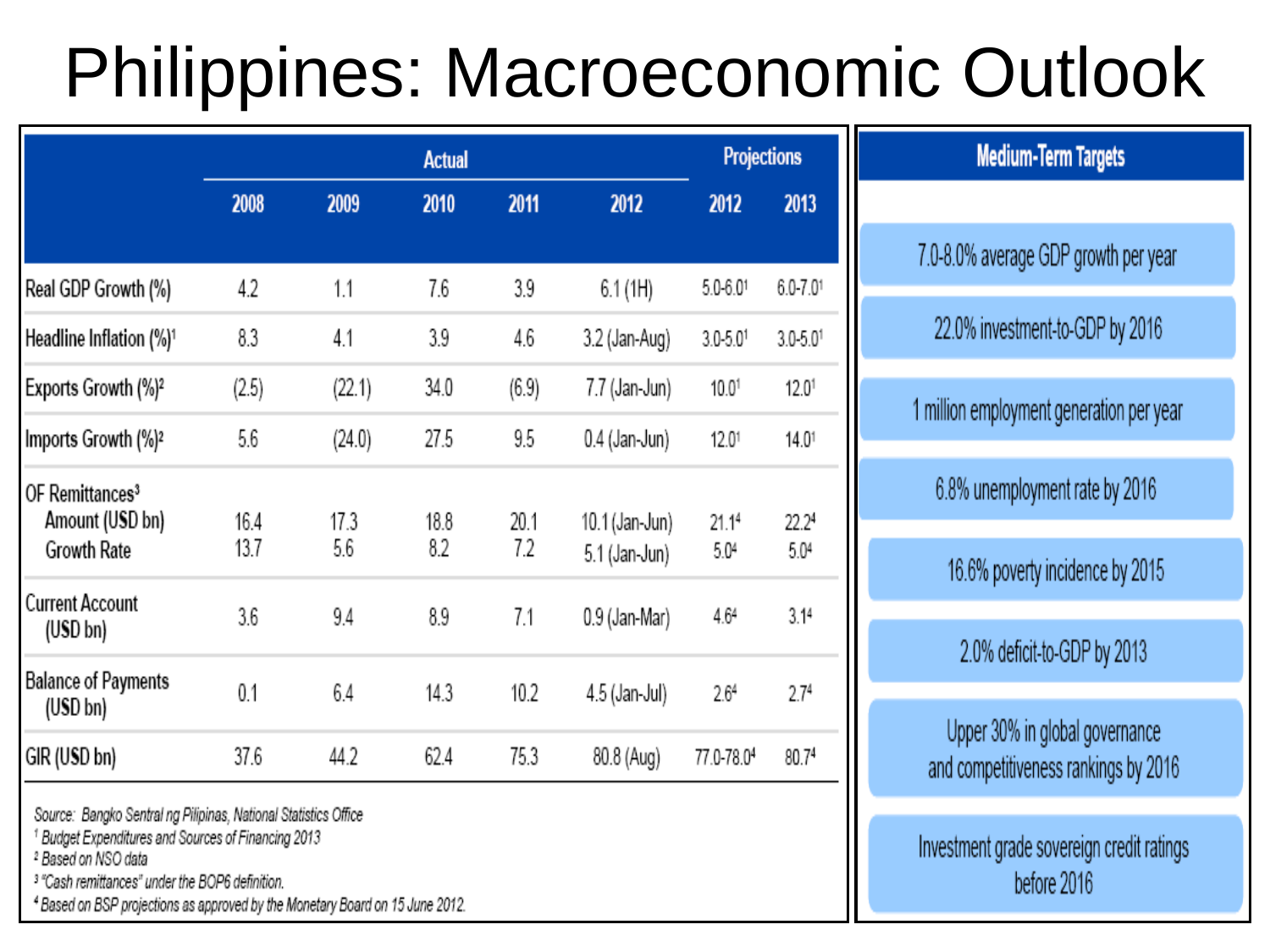# Philippines: Macroeconomic Outlook

| | Actual | | | | | Projections | |
|---|---|---|---|---|---|---|---|
| | 2008 | 2009 | 2010 | 2011 | 2012 | 2012 | 2013 |
| Real GDP Growth (%) | 4.2 | 1.1 | 7.6 | 3.9 | 6.1 (1H) | 5.0-6.0[1] | 6.0-7.0[1] |
| Headline Inflation (%)[1] | 8.3 | 4.1 | 3.9 | 4.6 | 3.2 (Jan-Aug) | 3.0-5.0[1] | 3.0-5.0[1] |
| Exports Growth (%)[2] | (2.5) | (22.1) | 34.0 | (6.9) | 7.7 (Jan-Jun) | 10.0[1] | 12.0[1] |
| Imports Growth (%)[2] | 5.6 | (24.0) | 27.5 | 9.5 | 0.4 (Jan-Jun) | 12.0[1] | 14.0[1] |
| OF Remittances[3] | | | | | | | |
| Amount (USD bn) | 16.4 | 17.3 | 18.8 | 20.1 | 10.1 (Jan-Jun) | 21.1[4] | 22.2[4] |
| Growth Rate | 13.7 | 5.6 | 8.2 | 7.2 | 5.1 (Jan-Jun) | 5.0[4] | 5.0[4] |
| Current Account (USD bn) | 3.6 | 9.4 | 8.9 | 7.1 | 0.9 (Jan-Mar) | 4.6[4] | 3.1[4] |
| Balance of Payments (USD bn) | 0.1 | 6.4 | 14.3 | 10.2 | 4.5 (Jan-Jul) | 2.6[4] | 2.7[4] |
| GIR (USD bn) | 37.6 | 44.2 | 62.4 | 75.3 | 80.8 (Aug) | 77.0-78.0[4] | 80.7[4] |

*Source: Bangko Sentral ng Pilipinas, National Statistics Office*

[1] *Budget Expenditures and Sources of Financing 2013*

[2] *Based on NSO data*

[3] *"Cash remittances" under the BOP6 definition.*

[4] *Based on BSP projections as approved by the Monetary Board on 15 June 2012.*

## Medium-Term Targets

- 7.0-8.0% average GDP growth per year
- 22.0% investment-to-GDP by 2016
- 1 million employment generation per year
- 6.8% unemployment rate by 2016
- 16.6% poverty incidence by 2015
- 2.0% deficit-to-GDP by 2013
- Upper 30% in global governance and competitiveness rankings by 2016
- Investment grade sovereign credit ratings before 2016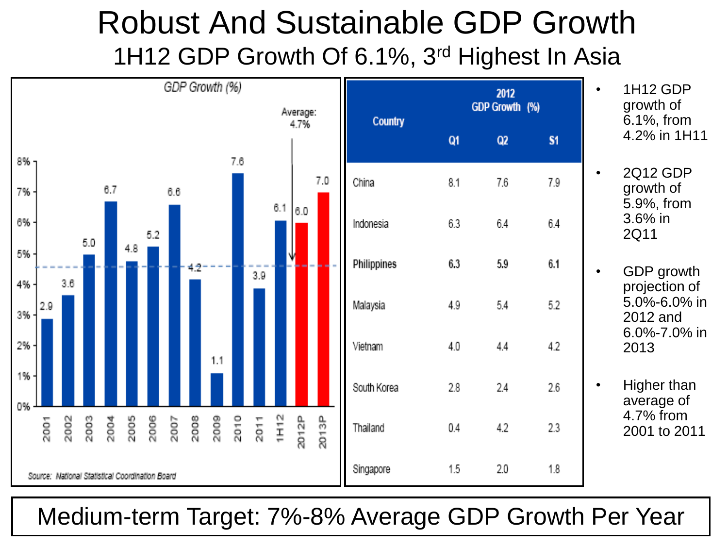# Robust And Sustainable GDP Growth

## 1H12 GDP Growth Of 6.1%, 3rd Highest In Asia

*GDP Growth (%)*

| Year | GDP Growth (%) |
|---|---|
| 2001 | 2.9 |
| 2002 | 3.6 |
| 2003 | 5.0 |
| 2004 | 6.7 |
| 2005 | 4.8 |
| 2006 | 5.2 |
| 2007 | 6.6 |
| 2008 | 4.2 |
| 2009 | 1.1 |
| 2010 | 7.6 |
| 2011 | 3.9 |
| 1H12 | 6.1 |
| 2012P | 6.0 |
| 2013P | 7.0 |

Average: 4.7%

*Source: National Statistical Coordination Board*

| Country | 2012 GDP Growth (%) | | |
|---|---|---|---|
| | Q1 | Q2 | S1 |
| China | 8.1 | 7.6 | 7.9 |
| Indonesia | 6.3 | 6.4 | 6.4 |
| **Philippines** | **6.3** | **5.9** | **6.1** |
| Malaysia | 4.9 | 5.4 | 5.2 |
| Vietnam | 4.0 | 4.4 | 4.2 |
| South Korea | 2.8 | 2.4 | 2.6 |
| Thailand | 0.4 | 4.2 | 2.3 |
| Singapore | 1.5 | 2.0 | 1.8 |

- 1H12 GDP growth of 6.1%, from 4.2% in 1H11
- 2Q12 GDP growth of 5.9%, from 3.6% in 2Q11
- GDP growth projection of 5.0%-6.0% in 2012 and 6.0%-7.0% in 2013
- Higher than average of 4.7% from 2001 to 2011

**Medium-term Target: 7%-8% Average GDP Growth Per Year**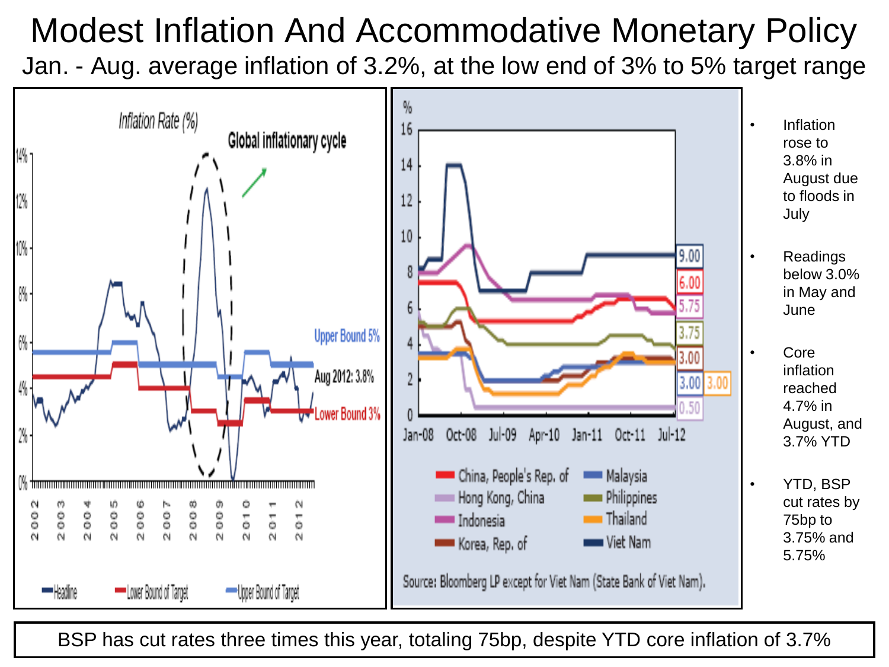# Modest Inflation And Accommodative Monetary Policy

## Jan. - Aug. average inflation of 3.2%, at the low end of 3% to 5% target range

Inflation Rate (%)

Global inflationary cycle

Upper Bound 5%

Aug 2012: 3.8%

Lower Bound 3%

Headline | Lower Bound of Target | Upper Bound of Target

Source: Bloomberg LP except for Viet Nam (State Bank of Viet Nam).

- Inflation rose to 3.8% in August due to floods in July
- Readings below 3.0% in May and June
- Core inflation reached 4.7% in August, and 3.7% YTD
- YTD, BSP cut rates by 75bp to 3.75% and 5.75%

BSP has cut rates three times this year, totaling 75bp, despite YTD core inflation of 3.7%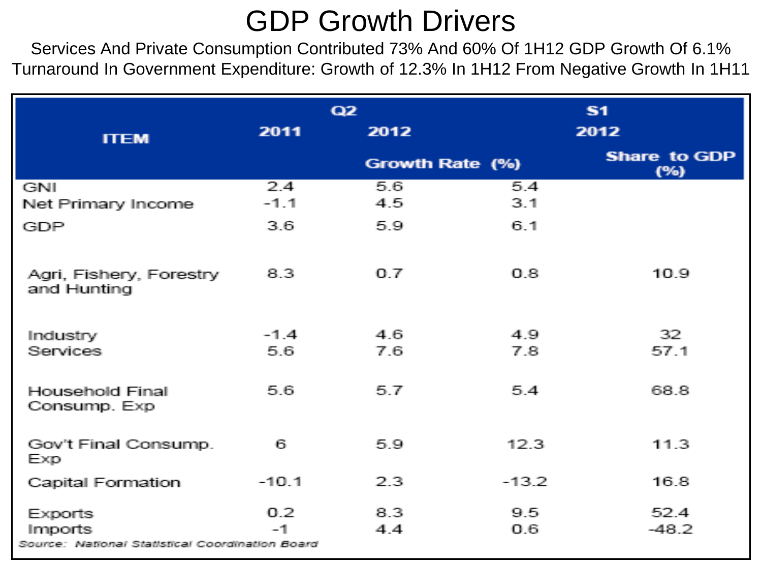# GDP Growth Drivers

Services And Private Consumption Contributed 73% And 60% Of 1H12 GDP Growth Of 6.1%

Turnaround In Government Expenditure: Growth of 12.3% In 1H12 From Negative Growth In 1H11

| ITEM | Q2 | | S1 | |
|---|---|---|---|---|
| | 2011 | 2012 | 2012 | |
| | Growth Rate (%) | | | Share to GDP (%) |
| GNI | 2.4 | 5.6 | 5.4 | |
| Net Primary Income | -1.1 | 4.5 | 3.1 | |
| GDP | 3.6 | 5.9 | 6.1 | |
| Agri, Fishery, Forestry and Hunting | 8.3 | 0.7 | 0.8 | 10.9 |
| Industry | -1.4 | 4.6 | 4.9 | 32 |
| Services | 5.6 | 7.6 | 7.8 | 57.1 |
| Household Final Consump. Exp | 5.6 | 5.7 | 5.4 | 68.8 |
| Gov't Final Consump. Exp | 6 | 5.9 | 12.3 | 11.3 |
| Capital Formation | -10.1 | 2.3 | -13.2 | 16.8 |
| Exports | 0.2 | 8.3 | 9.5 | 52.4 |
| Imports | -1 | 4.4 | 0.6 | -48.2 |

*Source: National Statistical Coordination Board*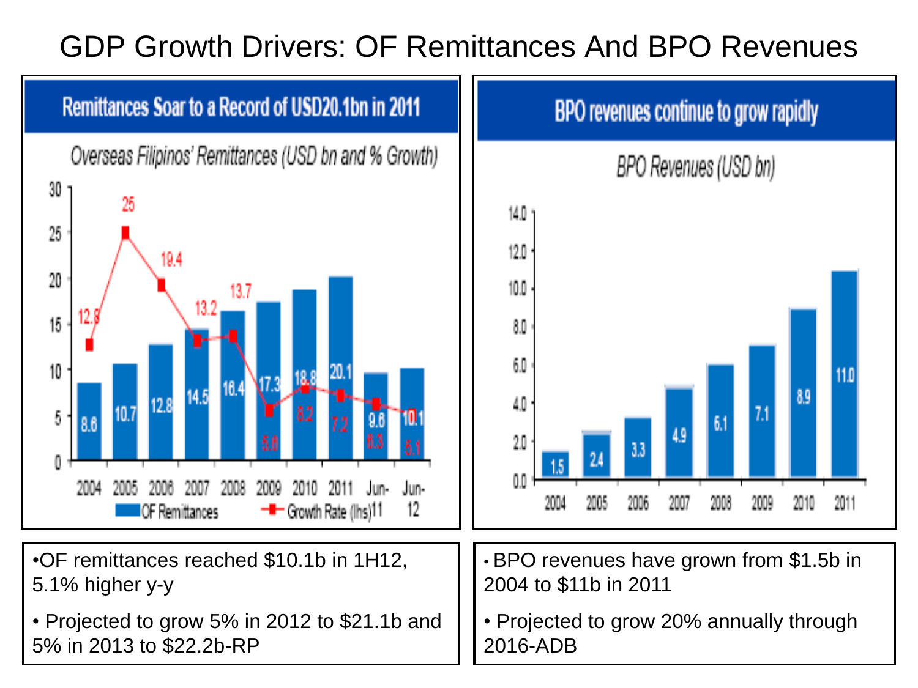# GDP Growth Drivers: OF Remittances And BPO Revenues

## Remittances Soar to a Record of USD20.1bn in 2011

*Overseas Filipinos' Remittances (USD bn and % Growth)*

| | 2004 | 2005 | 2006 | 2007 | 2008 | 2009 | 2010 | 2011 | Jun-11 | Jun-12 |
|---|---|---|---|---|---|---|---|---|---|---|
| OF Remittances | 8.6 | 10.7 | 12.8 | 14.5 | 16.4 | 17.3 | 18.8 | 20.1 | 9.6 | 10.1 |
| Growth Rate (lhs) | 12.8 | 25 | 19.4 | 13.2 | 13.7 | 5.6 | 8.2 | 7.2 | 6.3 | 5.1 |

- OF remittances reached $10.1b in 1H12, 5.1% higher y-y
- Projected to grow 5% in 2012 to $21.1b and 5% in 2013 to $22.2b-RP

## BPO revenues continue to grow rapidly

*BPO Revenues (USD bn)*

| | 2004 | 2005 | 2006 | 2007 | 2008 | 2009 | 2010 | 2011 |
|---|---|---|---|---|---|---|---|---|
| BPO Revenues | 1.5 | 2.4 | 3.3 | 4.9 | 6.1 | 7.1 | 8.9 | 11.0 |

- BPO revenues have grown from $1.5b in 2004 to $11b in 2011
- Projected to grow 20% annually through 2016-ADB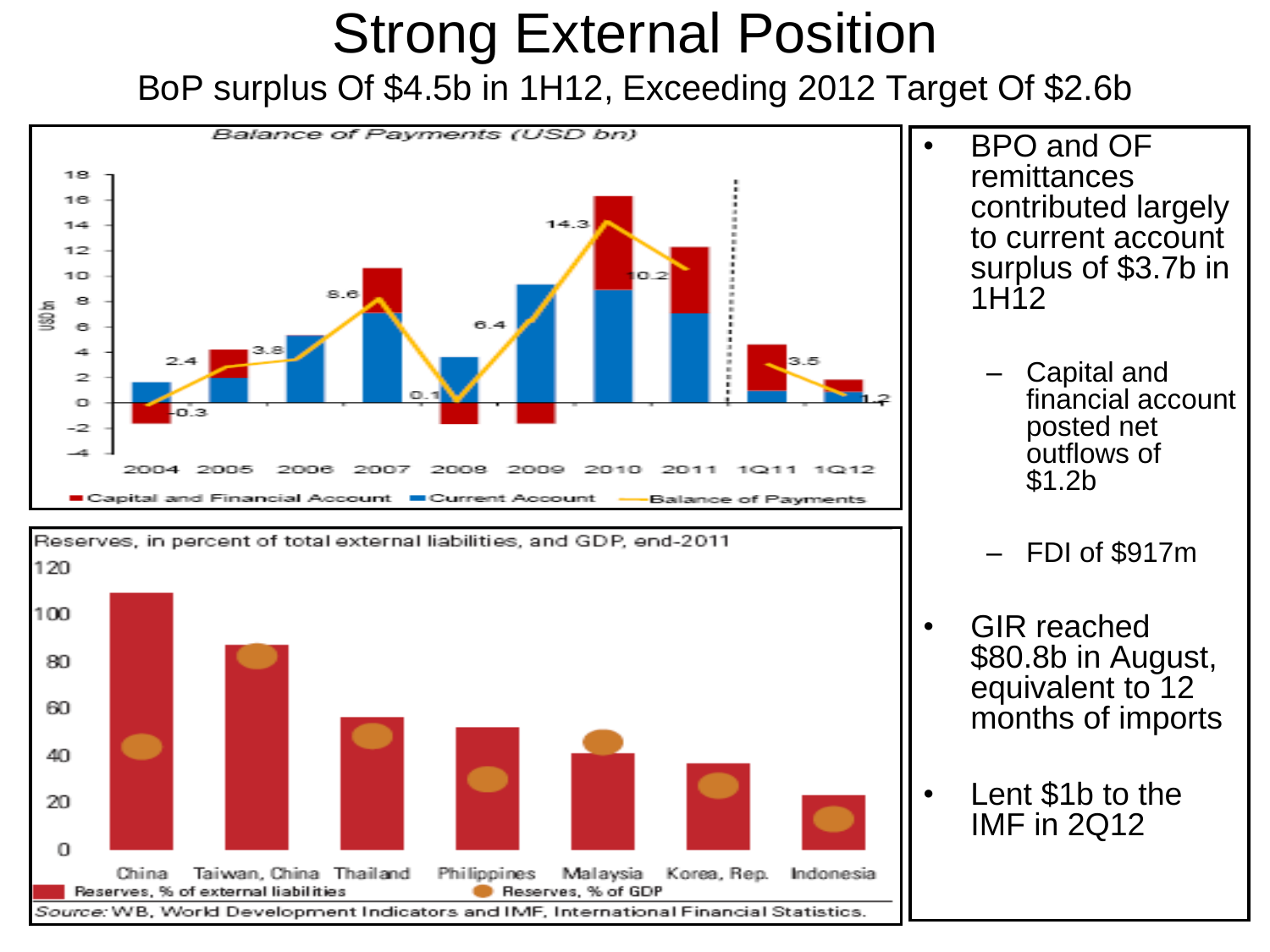# Strong External Position

## BoP surplus Of $4.5b in 1H12, Exceeding 2012 Target Of $2.6b

Balance of Payments (USD bn)

Capital and Financial Account | Current Account | Balance of Payments

| | 2004 | 2005 | 2006 | 2007 | 2008 | 2009 | 2010 | 2011 | 1Q11 | 1Q12 |
|---|---|---|---|---|---|---|---|---|---|---|
| Balance of Payments | -0.3 | 2.4 | 3.8 | 8.6 | 0.1 | 6.4 | 14.3 | 10.2 | 3.5 | 1.2 |

Reserves, in percent of total external liabilities, and GDP, end-2011

China | Taiwan, China | Thailand | Philippines | Malaysia | Korea, Rep. | Indonesia

Reserves, % of external liabilities | Reserves, % of GDP

*Source:* WB, World Development Indicators and IMF, International Financial Statistics.

- BPO and OF remittances contributed largely to current account surplus of $3.7b in 1H12
  - Capital and financial account posted net outflows of $1.2b
  - FDI of $917m
- GIR reached $80.8b in August, equivalent to 12 months of imports
- Lent $1b to the IMF in 2Q12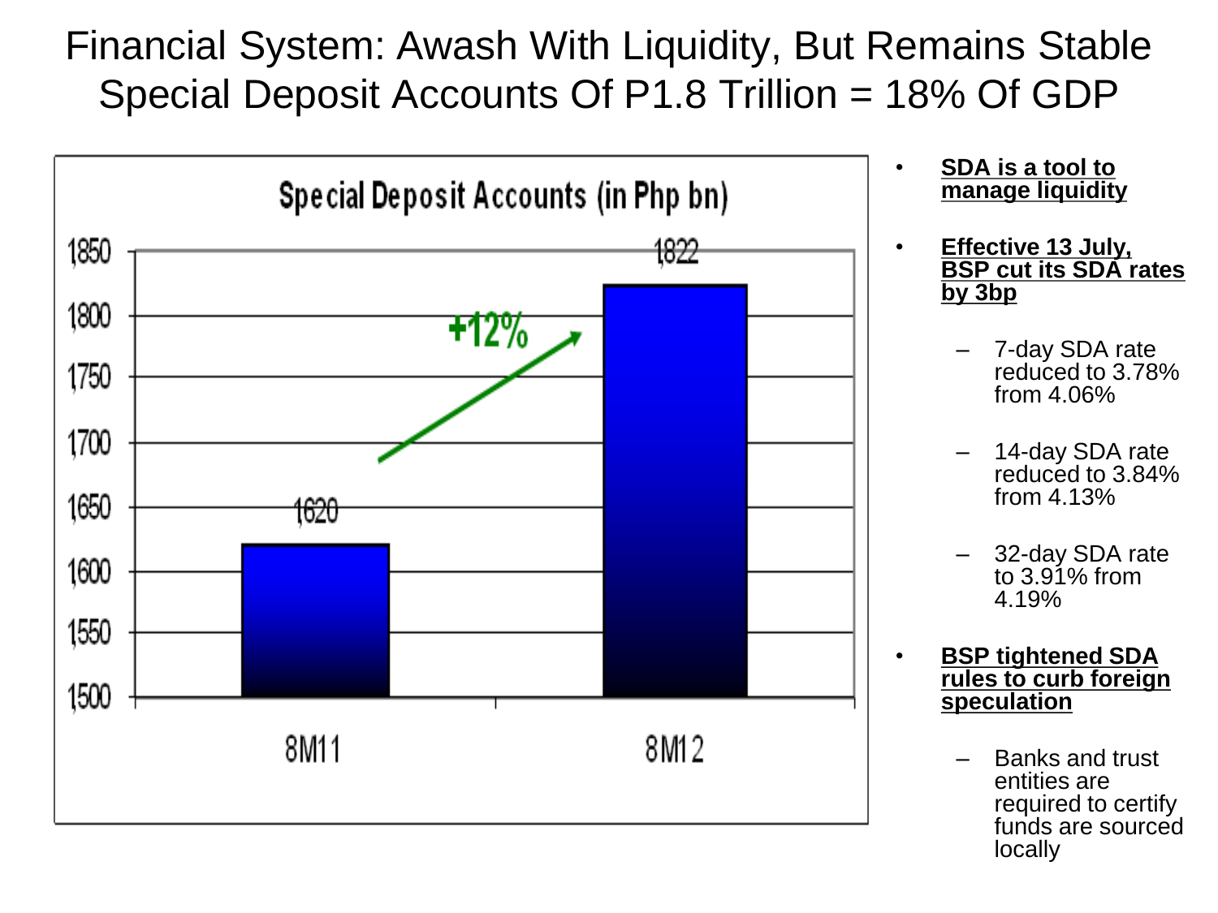# Financial System: Awash With Liquidity, But Remains Stable
# Special Deposit Accounts Of P1.8 Trillion = 18% Of GDP

**Special Deposit Accounts (in Php bn)**

| Period | Special Deposit Accounts (Php bn) |
|---|---|
| 8M11 | 1620 |
| 8M12 | 1822 |

+12%

- **SDA is a tool to manage liquidity**
- **Effective 13 July, BSP cut its SDA rates by 3bp**
  - 7-day SDA rate reduced to 3.78% from 4.06%
  - 14-day SDA rate reduced to 3.84% from 4.13%
  - 32-day SDA rate to 3.91% from 4.19%
- **BSP tightened SDA rules to curb foreign speculation**
  - Banks and trust entities are required to certify funds are sourced locally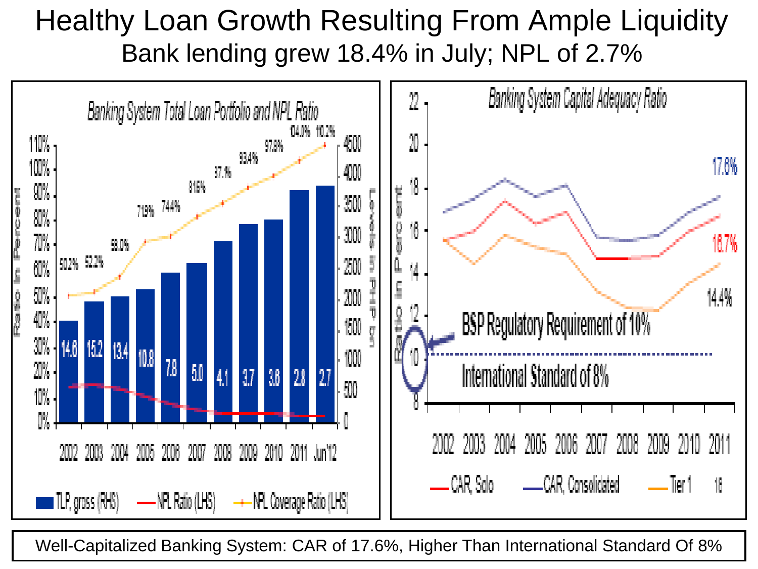# Healthy Loan Growth Resulting From Ample Liquidity

## Bank lending grew 18.4% in July; NPL of 2.7%

*Banking System Total Loan Portfolio and NPL Ratio*

| | 2002 | 2003 | 2004 | 2005 | 2006 | 2007 | 2008 | 2009 | 2010 | 2011 | Jun'12 |
|---|---|---|---|---|---|---|---|---|---|---|---|
| NPL Ratio (LHS) | 14.6 | 15.2 | 13.4 | 10.8 | 7.8 | 5.0 | 4.1 | 3.7 | 3.8 | 2.8 | 2.7 |
| NPL Coverage Ratio (LHS) | 50.2% | 52.2% | 58.0% | 71.9% | 74.4% | 81.6% | 87.1% | 93.4% | 97.9% | 104.0% | 110.2% |

TLP, gross (RHS) — NPL Ratio (LHS) — NPL Coverage Ratio (LHS)

Ratio in Percent (LHS); Levels in PHP bn (RHS)

*Banking System Capital Adequacy Ratio*

2011: CAR, Consolidated 17.6%; CAR, Solo 16.7%; Tier 1 14.4%

BSP Regulatory Requirement of 10%

International Standard of 8%

CAR, Solo — CAR, Consolidated — Tier 1

Well-Capitalized Banking System: CAR of 17.6%, Higher Than International Standard Of 8%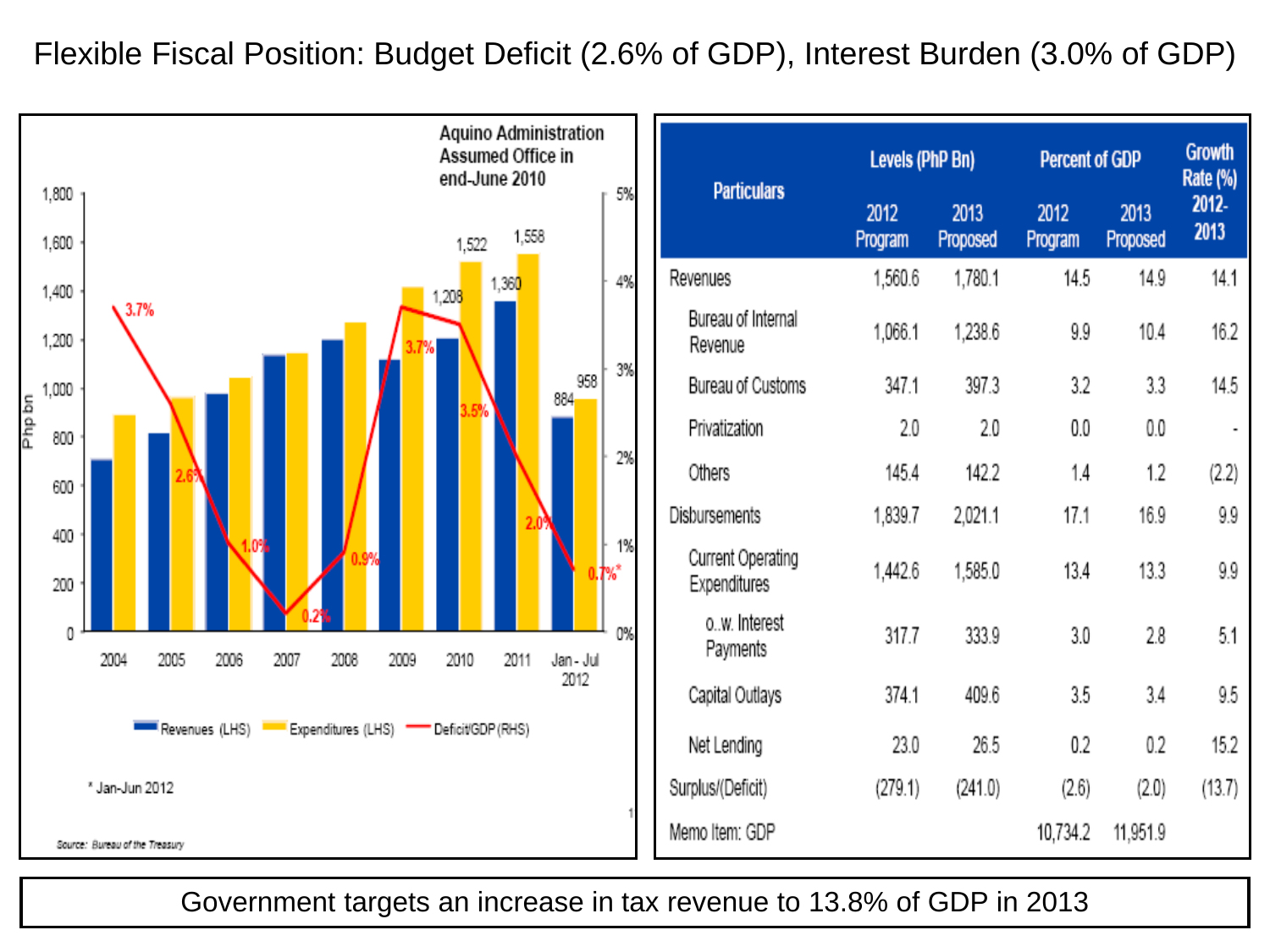# Flexible Fiscal Position: Budget Deficit (2.6% of GDP), Interest Burden (3.0% of GDP)

Aquino Administration Assumed Office in end-June 2010

| Year | Revenues (LHS, Php bn) | Expenditures (LHS, Php bn) | Deficit/GDP (RHS) |
|---|---|---|---|
| 2004 | | | 3.7% |
| 2005 | | | 2.6% |
| 2006 | | | 1.0% |
| 2007 | | | 0.2% |
| 2008 | | | 0.9% |
| 2009 | | | 3.7% |
| 2010 | 1,208 | 1,522 | 3.5% |
| 2011 | 1,360 | 1,558 | 2.0% |
| Jan - Jul 2012 | 884 | 958 | 0.7%* |

\* Jan-Jun 2012

Source: Bureau of the Treasury

| Particulars | Levels (PhP Bn) | | Percent of GDP | | Growth Rate (%) |
|---|---|---|---|---|---|
| | 2012 Program | 2013 Proposed | 2012 Program | 2013 Proposed | 2012-2013 |
| Revenues | 1,560.6 | 1,780.1 | 14.5 | 14.9 | 14.1 |
| Bureau of Internal Revenue | 1,066.1 | 1,238.6 | 9.9 | 10.4 | 16.2 |
| Bureau of Customs | 347.1 | 397.3 | 3.2 | 3.3 | 14.5 |
| Privatization | 2.0 | 2.0 | 0.0 | 0.0 | - |
| Others | 145.4 | 142.2 | 1.4 | 1.2 | (2.2) |
| Disbursements | 1,839.7 | 2,021.1 | 17.1 | 16.9 | 9.9 |
| Current Operating Expenditures | 1,442.6 | 1,585.0 | 13.4 | 13.3 | 9.9 |
| o.w. Interest Payments | 317.7 | 333.9 | 3.0 | 2.8 | 5.1 |
| Capital Outlays | 374.1 | 409.6 | 3.5 | 3.4 | 9.5 |
| Net Lending | 23.0 | 26.5 | 0.2 | 0.2 | 15.2 |
| Surplus/(Deficit) | (279.1) | (241.0) | (2.6) | (2.0) | (13.7) |
| Memo Item: GDP | | | 10,734.2 | 11,951.9 | |

Government targets an increase in tax revenue to 13.8% of GDP in 2013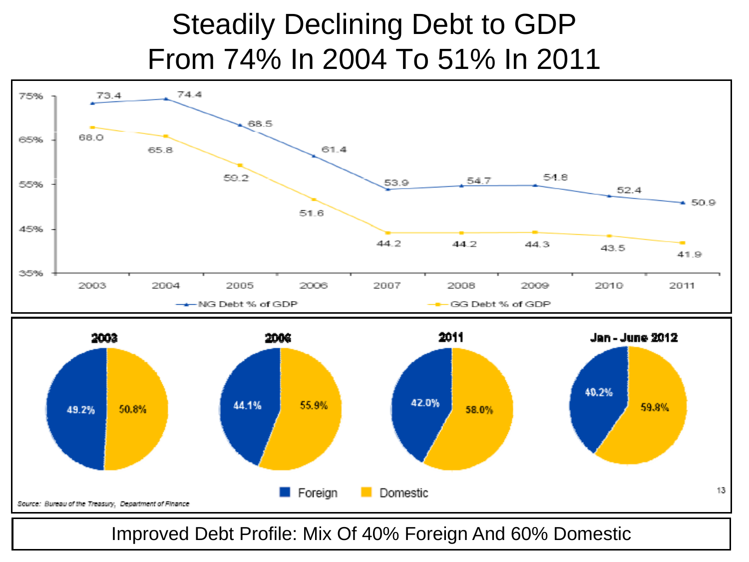# Steadily Declining Debt to GDP From 74% In 2004 To 51% In 2011

| Year | NG Debt % of GDP | GG Debt % of GDP |
|---|---|---|
| 2003 | 73.4 | 68.0 |
| 2004 | 74.4 | 65.8 |
| 2005 | 68.5 | 59.2 |
| 2006 | 61.4 | 51.6 |
| 2007 | 53.9 | 44.2 |
| 2008 | 54.7 | 44.2 |
| 2009 | 54.8 | 44.3 |
| 2010 | 52.4 | 43.5 |
| 2011 | 50.9 | 41.9 |

| Period | Foreign | Domestic |
|---|---|---|
| 2003 | 49.2% | 50.8% |
| 2006 | 44.1% | 55.9% |
| 2011 | 42.0% | 58.0% |
| Jan - June 2012 | 40.2% | 59.8% |

*Source: Bureau of the Treasury, Department of Finance*

Improved Debt Profile: Mix Of 40% Foreign And 60% Domestic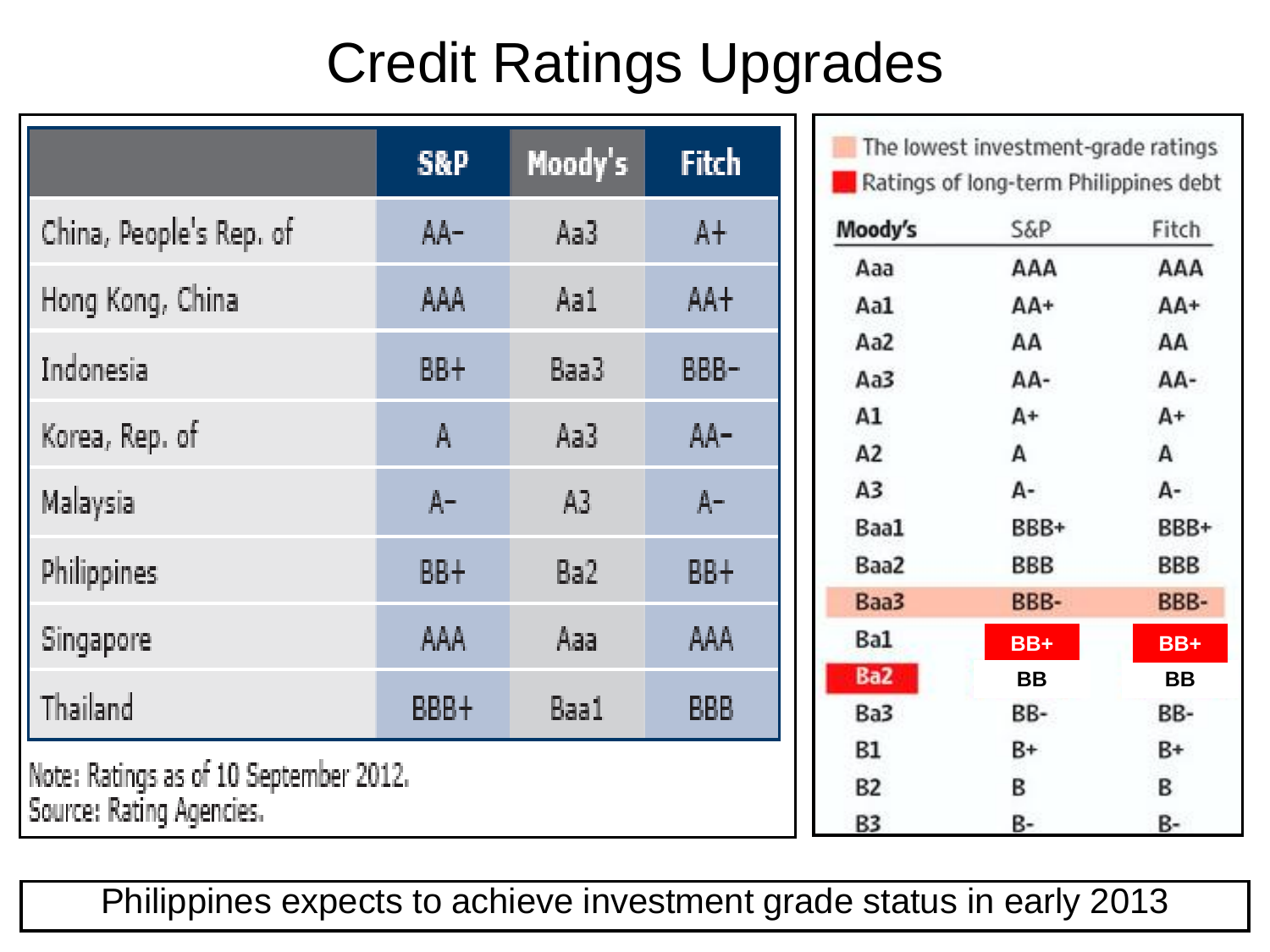# Credit Ratings Upgrades

| | S&P | Moody's | Fitch |
|---|---|---|---|
| China, People's Rep. of | AA- | Aa3 | A+ |
| Hong Kong, China | AAA | Aa1 | AA+ |
| Indonesia | BB+ | Baa3 | BBB- |
| Korea, Rep. of | A | Aa3 | AA- |
| Malaysia | A- | A3 | A- |
| Philippines | BB+ | Ba2 | BB+ |
| Singapore | AAA | Aaa | AAA |
| Thailand | BBB+ | Baa1 | BBB |

Note: Ratings as of 10 September 2012.
Source: Rating Agencies.

The lowest investment-grade ratings
Ratings of long-term Philippines debt

| Moody's | S&P | Fitch |
|---|---|---|
| Aaa | AAA | AAA |
| Aa1 | AA+ | AA+ |
| Aa2 | AA | AA |
| Aa3 | AA- | AA- |
| A1 | A+ | A+ |
| A2 | A | A |
| A3 | A- | A- |
| Baa1 | BBB+ | BBB+ |
| Baa2 | BBB | BBB |
| Baa3 | BBB- | BBB- |
| Ba1 | BB+ | BB+ |
| Ba2 | BB | BB |
| Ba3 | BB- | BB- |
| B1 | B+ | B+ |
| B2 | B | B |
| B3 | B- | B- |

Philippines expects to achieve investment grade status in early 2013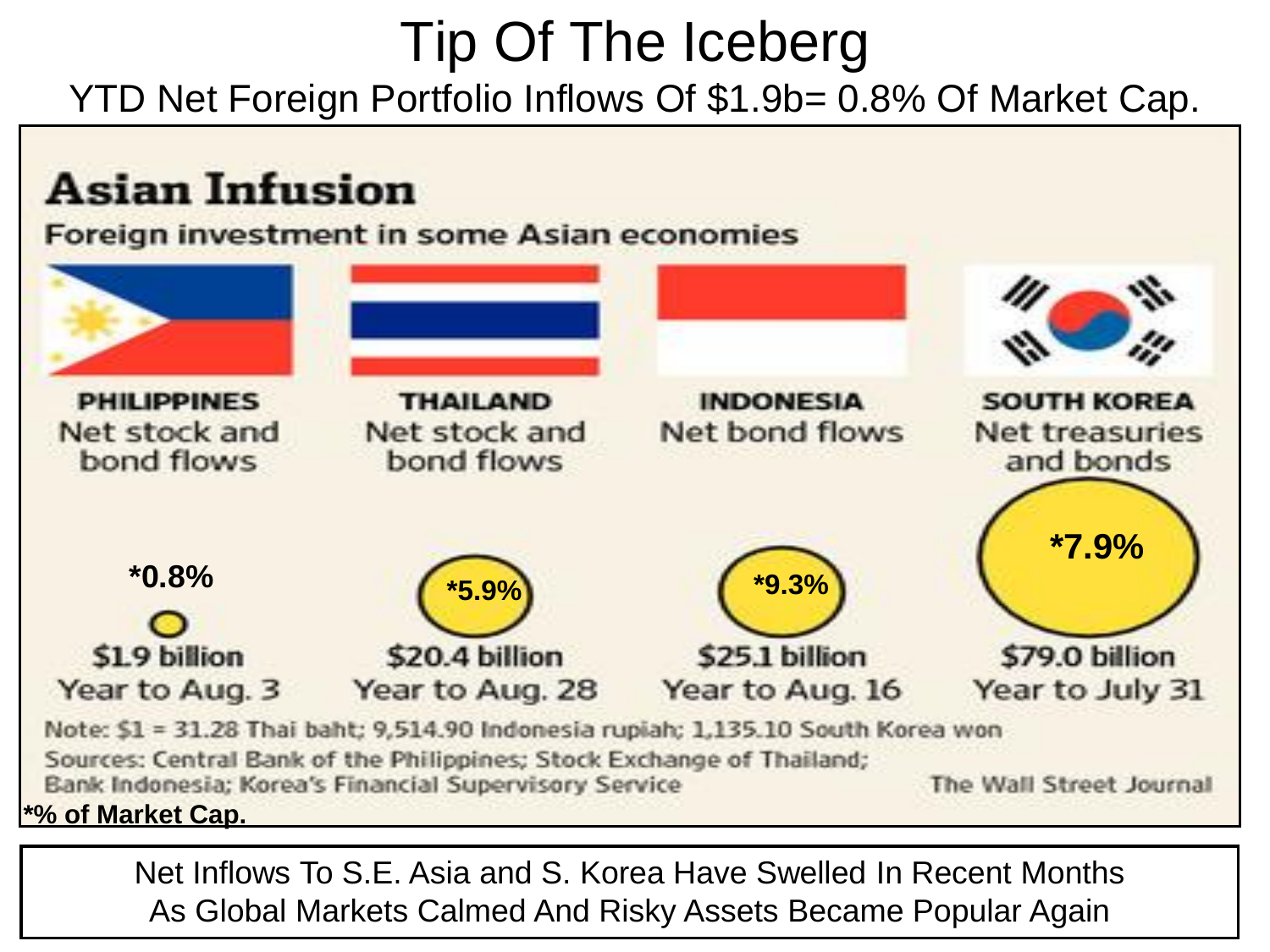# Tip Of The Iceberg

YTD Net Foreign Portfolio Inflows Of $1.9b= 0.8% Of Market Cap.

## Asian Infusion

Foreign investment in some Asian economies

| PHILIPPINES | THAILAND | INDONESIA | SOUTH KOREA |
|---|---|---|---|
| Net stock and bond flows | Net stock and bond flows | Net bond flows | Net treasuries and bonds |
| *0.8% | *5.9% | *9.3% | *7.9% |
| $1.9 billion | $20.4 billion | $25.1 billion | $79.0 billion |
| Year to Aug. 3 | Year to Aug. 28 | Year to Aug. 16 | Year to July 31 |

Note: $1 = 31.28 Thai baht; 9,514.90 Indonesia rupiah; 1,135.10 South Korea won

Sources: Central Bank of the Philippines; Stock Exchange of Thailand; Bank Indonesia; Korea's Financial Supervisory Service

The Wall Street Journal

*% of Market Cap.

Net Inflows To S.E. Asia and S. Korea Have Swelled In Recent Months As Global Markets Calmed And Risky Assets Became Popular Again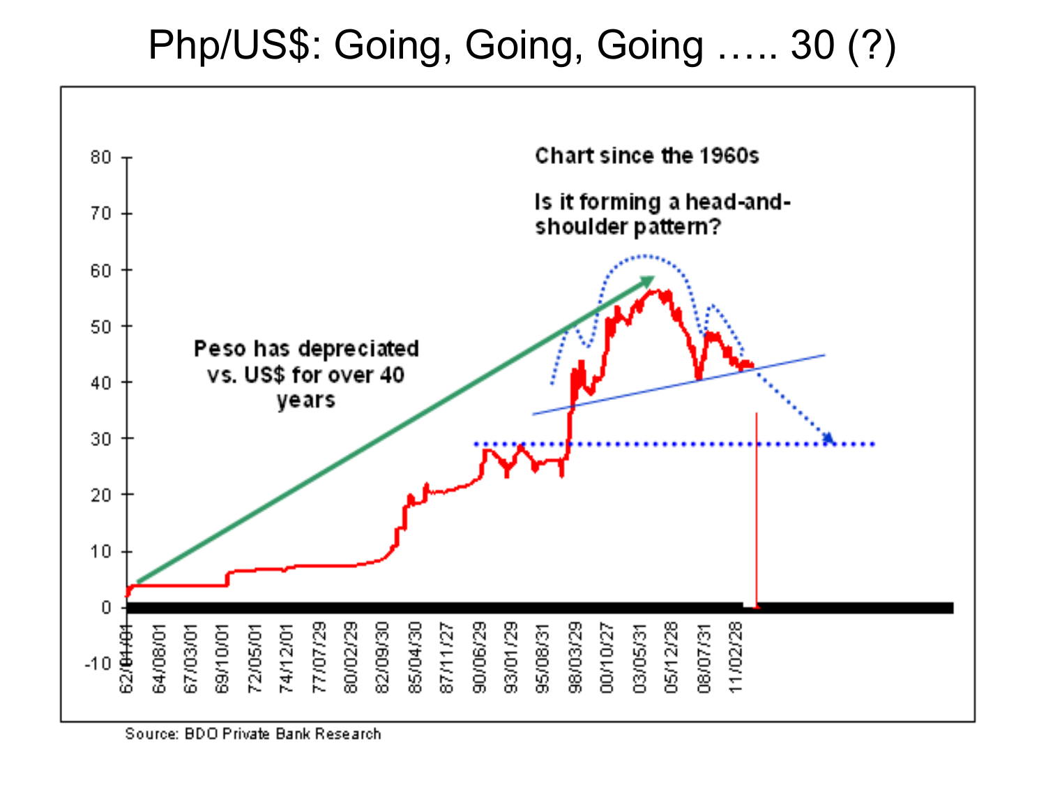# Php/US$: Going, Going, Going ….. 30 (?)

Chart since the 1960s

Is it forming a head-and-shoulder pattern?

Peso has depreciated vs. US$ for over 40 years

Source: BDO Private Bank Research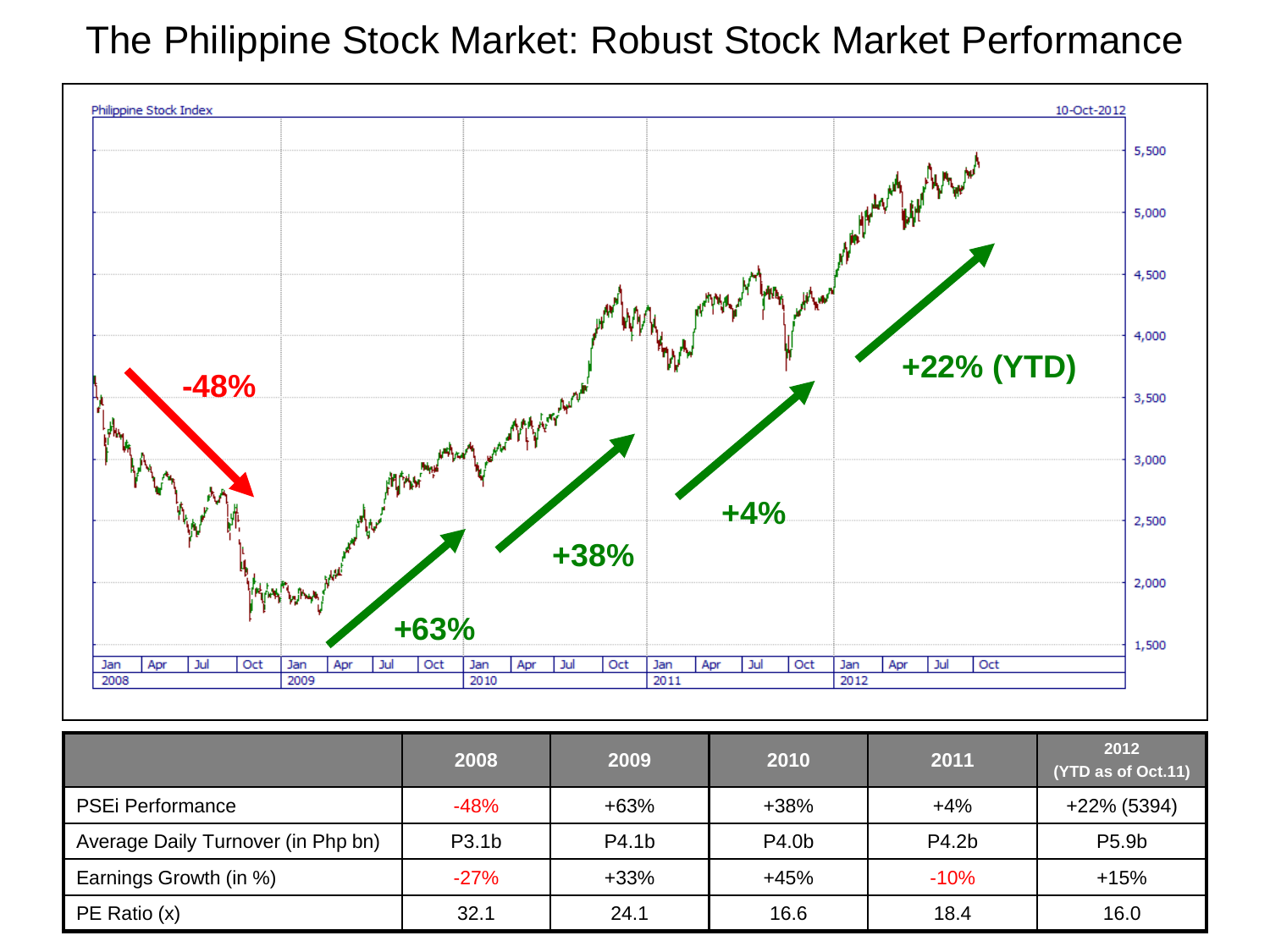# The Philippine Stock Market: Robust Stock Market Performance

Philippine Stock Index — 10-Oct-2012

-48% | +63% | +38% | +4% | +22% (YTD)

| | 2008 | 2009 | 2010 | 2011 | 2012 (YTD as of Oct.11) |
|---|---|---|---|---|---|
| PSEi Performance | -48% | +63% | +38% | +4% | +22% (5394) |
| Average Daily Turnover (in Php bn) | P3.1b | P4.1b | P4.0b | P4.2b | P5.9b |
| Earnings Growth (in %) | -27% | +33% | +45% | -10% | +15% |
| PE Ratio (x) | 32.1 | 24.1 | 16.6 | 18.4 | 16.0 |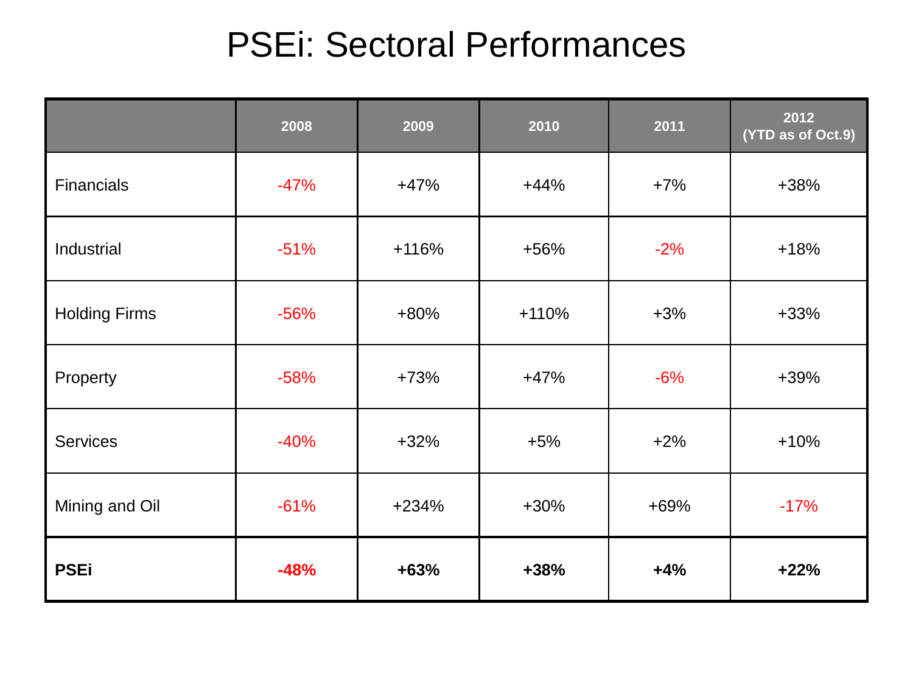# PSEi: Sectoral Performances

| | 2008 | 2009 | 2010 | 2011 | 2012 (YTD as of Oct.9) |
|---|---|---|---|---|---|
| Financials | -47% | +47% | +44% | +7% | +38% |
| Industrial | -51% | +116% | +56% | -2% | +18% |
| Holding Firms | -56% | +80% | +110% | +3% | +33% |
| Property | -58% | +73% | +47% | -6% | +39% |
| Services | -40% | +32% | +5% | +2% | +10% |
| Mining and Oil | -61% | +234% | +30% | +69% | -17% |
| **PSEi** | **-48%** | **+63%** | **+38%** | **+4%** | **+22%** |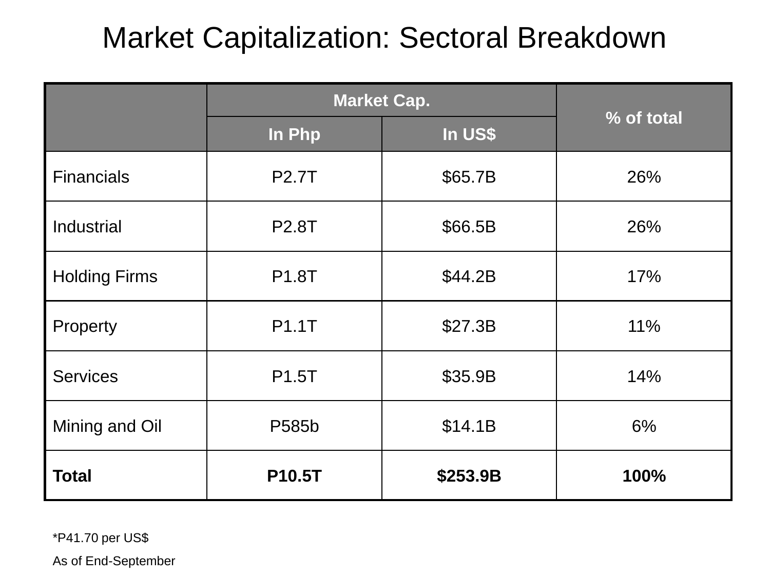# Market Capitalization: Sectoral Breakdown

| | Market Cap. | | % of total |
|---|---|---|---|
| | In Php | In US$ | |
| Financials | P2.7T | $65.7B | 26% |
| Industrial | P2.8T | $66.5B | 26% |
| Holding Firms | P1.8T | $44.2B | 17% |
| Property | P1.1T | $27.3B | 11% |
| Services | P1.5T | $35.9B | 14% |
| Mining and Oil | P585b | $14.1B | 6% |
| **Total** | **P10.5T** | **$253.9B** | **100%** |

*P41.70 per US$

As of End-September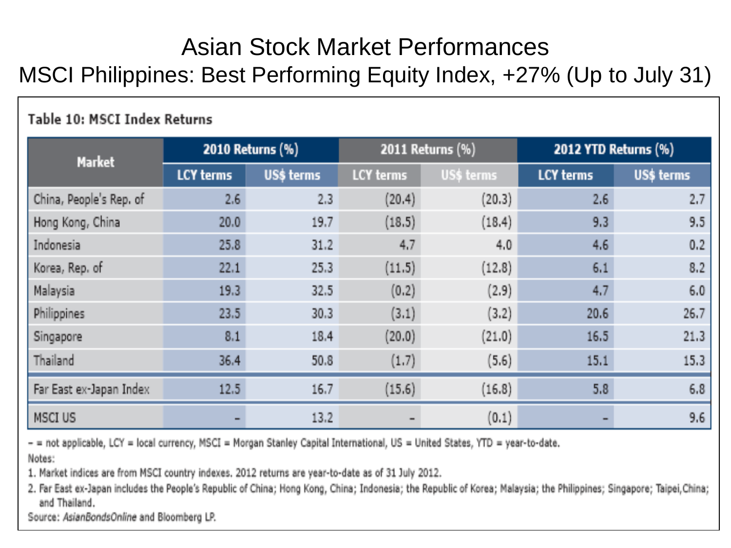# Asian Stock Market Performances

## MSCI Philippines: Best Performing Equity Index, +27% (Up to July 31)

**Table 10: MSCI Index Returns**

| Market | 2010 Returns (%) | | 2011 Returns (%) | | 2012 YTD Returns (%) | |
|---|---|---|---|---|---|---|
| | LCY terms | US$ terms | LCY terms | US$ terms | LCY terms | US$ terms |
| China, People's Rep. of | 2.6 | 2.3 | (20.4) | (20.3) | 2.6 | 2.7 |
| Hong Kong, China | 20.0 | 19.7 | (18.5) | (18.4) | 9.3 | 9.5 |
| Indonesia | 25.8 | 31.2 | 4.7 | 4.0 | 4.6 | 0.2 |
| Korea, Rep. of | 22.1 | 25.3 | (11.5) | (12.8) | 6.1 | 8.2 |
| Malaysia | 19.3 | 32.5 | (0.2) | (2.9) | 4.7 | 6.0 |
| Philippines | 23.5 | 30.3 | (3.1) | (3.2) | 20.6 | 26.7 |
| Singapore | 8.1 | 18.4 | (20.0) | (21.0) | 16.5 | 21.3 |
| Thailand | 36.4 | 50.8 | (1.7) | (5.6) | 15.1 | 15.3 |
| Far East ex-Japan Index | 12.5 | 16.7 | (15.6) | (16.8) | 5.8 | 6.8 |
| MSCI US | – | 13.2 | – | (0.1) | – | 9.6 |

– = not applicable, LCY = local currency, MSCI = Morgan Stanley Capital International, US = United States, YTD = year-to-date.

Notes:

1. Market indices are from MSCI country indexes. 2012 returns are year-to-date as of 31 July 2012.
2. Far East ex-Japan includes the People's Republic of China; Hong Kong, China; Indonesia; the Republic of Korea; Malaysia; the Philippines; Singapore; Taipei,China; and Thailand.

Source: *AsianBondsOnline* and Bloomberg LP.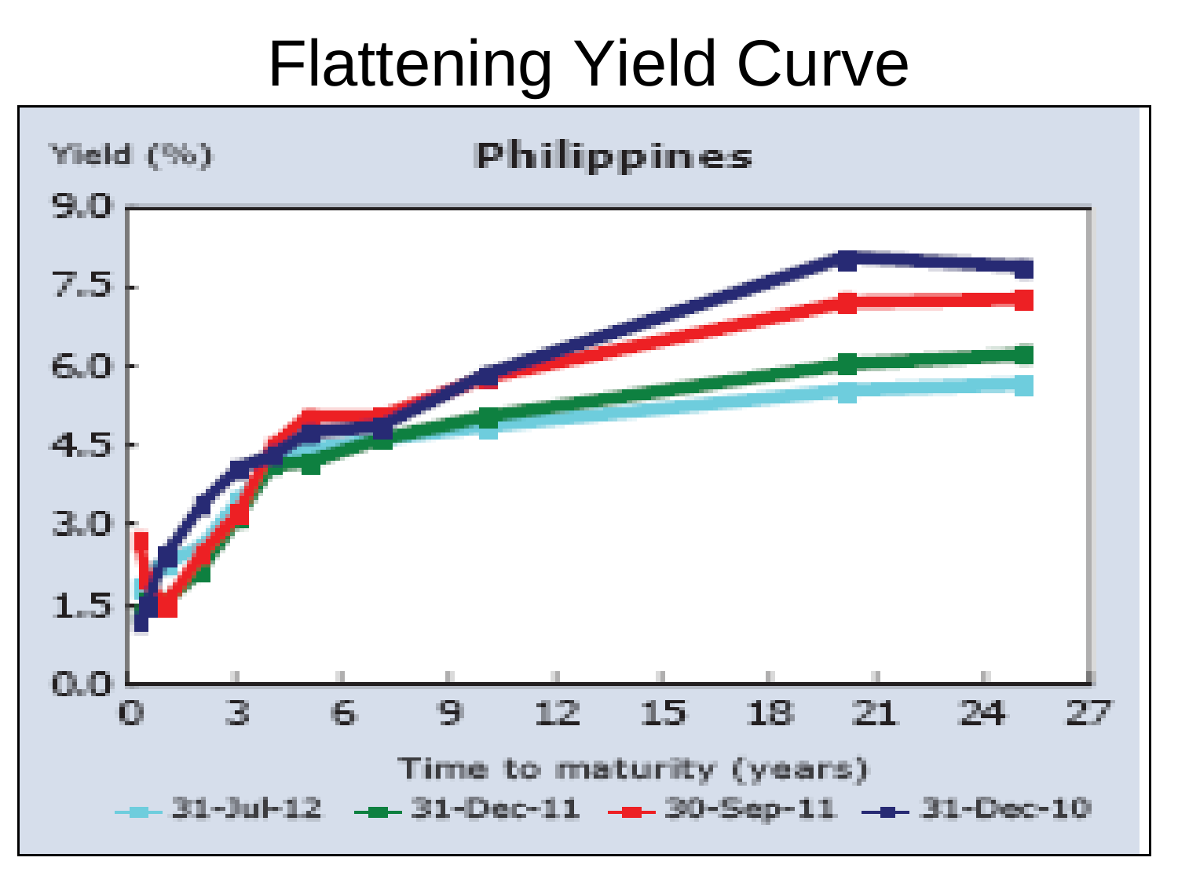# Flattening Yield Curve

**Philippines**

Yield (%)

9.0
7.5
6.0
4.5
3.0
1.5
0.0

0 3 6 9 12 15 18 21 24 27

Time to maturity (years)

31-Jul-12 | 31-Dec-11 | 30-Sep-11 | 31-Dec-10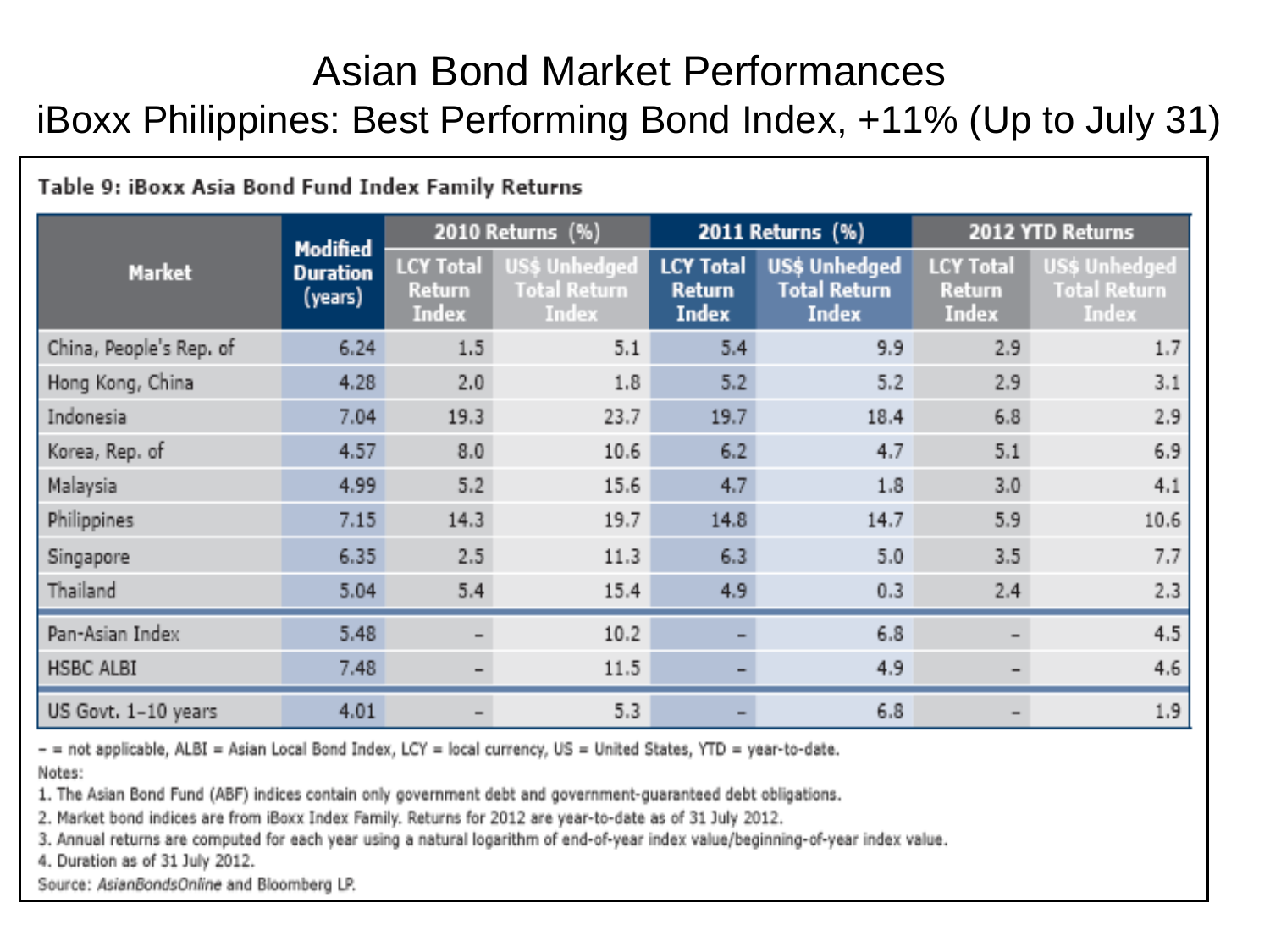# Asian Bond Market Performances

## iBoxx Philippines: Best Performing Bond Index, +11% (Up to July 31)

**Table 9: iBoxx Asia Bond Fund Index Family Returns**

| Market | Modified Duration (years) | 2010 Returns (%) | | 2011 Returns (%) | | 2012 YTD Returns | |
|---|---|---|---|---|---|---|---|
| | | LCY Total Return Index | US$ Unhedged Total Return Index | LCY Total Return Index | US$ Unhedged Total Return Index | LCY Total Return Index | US$ Unhedged Total Return Index |
| China, People's Rep. of | 6.24 | 1.5 | 5.1 | 5.4 | 9.9 | 2.9 | 1.7 |
| Hong Kong, China | 4.28 | 2.0 | 1.8 | 5.2 | 5.2 | 2.9 | 3.1 |
| Indonesia | 7.04 | 19.3 | 23.7 | 19.7 | 18.4 | 6.8 | 2.9 |
| Korea, Rep. of | 4.57 | 8.0 | 10.6 | 6.2 | 4.7 | 5.1 | 6.9 |
| Malaysia | 4.99 | 5.2 | 15.6 | 4.7 | 1.8 | 3.0 | 4.1 |
| Philippines | 7.15 | 14.3 | 19.7 | 14.8 | 14.7 | 5.9 | 10.6 |
| Singapore | 6.35 | 2.5 | 11.3 | 6.3 | 5.0 | 3.5 | 7.7 |
| Thailand | 5.04 | 5.4 | 15.4 | 4.9 | 0.3 | 2.4 | 2.3 |
| Pan-Asian Index | 5.48 | – | 10.2 | – | 6.8 | – | 4.5 |
| HSBC ALBI | 7.48 | – | 11.5 | – | 4.9 | – | 4.6 |
| US Govt. 1–10 years | 4.01 | – | 5.3 | – | 6.8 | – | 1.9 |

– = not applicable, ALBI = Asian Local Bond Index, LCY = local currency, US = United States, YTD = year-to-date.

Notes:

1. The Asian Bond Fund (ABF) indices contain only government debt and government-guaranteed debt obligations.
2. Market bond indices are from iBoxx Index Family. Returns for 2012 are year-to-date as of 31 July 2012.
3. Annual returns are computed for each year using a natural logarithm of end-of-year index value/beginning-of-year index value.
4. Duration as of 31 July 2012.

Source: *AsianBondsOnline* and Bloomberg LP.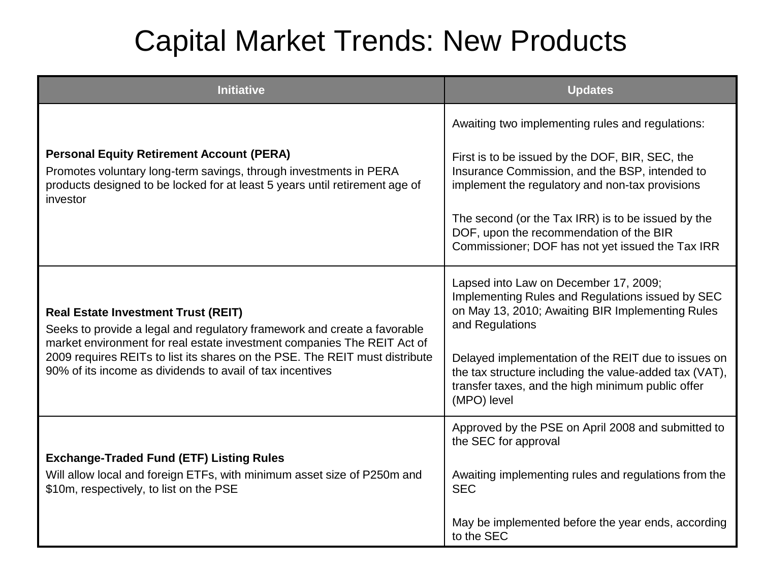# Capital Market Trends: New Products

| Initiative | Updates |
|---|---|
| **Personal Equity Retirement Account (PERA)**<br>Promotes voluntary long-term savings, through investments in PERA products designed to be locked for at least 5 years until retirement age of investor | Awaiting two implementing rules and regulations:<br><br>First is to be issued by the DOF, BIR, SEC, the Insurance Commission, and the BSP, intended to implement the regulatory and non-tax provisions<br><br>The second (or the Tax IRR) is to be issued by the DOF, upon the recommendation of the BIR Commissioner; DOF has not yet issued the Tax IRR |
| **Real Estate Investment Trust (REIT)**<br>Seeks to provide a legal and regulatory framework and create a favorable market environment for real estate investment companies The REIT Act of 2009 requires REITs to list its shares on the PSE. The REIT must distribute 90% of its income as dividends to avail of tax incentives | Lapsed into Law on December 17, 2009; Implementing Rules and Regulations issued by SEC on May 13, 2010; Awaiting BIR Implementing Rules and Regulations<br><br>Delayed implementation of the REIT due to issues on the tax structure including the value-added tax (VAT), transfer taxes, and the high minimum public offer (MPO) level |
| **Exchange-Traded Fund (ETF) Listing Rules**<br>Will allow local and foreign ETFs, with minimum asset size of P250m and $10m, respectively, to list on the PSE | Approved by the PSE on April 2008 and submitted to the SEC for approval<br><br>Awaiting implementing rules and regulations from the SEC<br><br>May be implemented before the year ends, according to the SEC |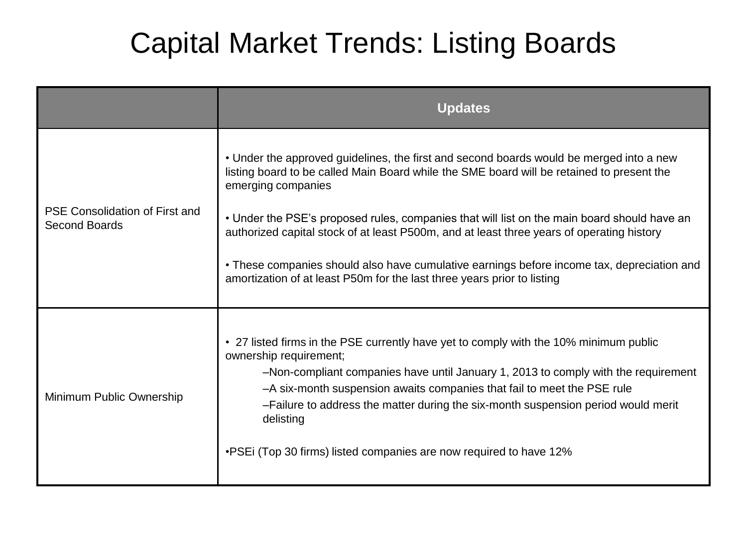# Capital Market Trends: Listing Boards

| | Updates |
|---|---|
| PSE Consolidation of First and Second Boards | • Under the approved guidelines, the first and second boards would be merged into a new listing board to be called Main Board while the SME board will be retained to present the emerging companies<br><br>• Under the PSE's proposed rules, companies that will list on the main board should have an authorized capital stock of at least P500m, and at least three years of operating history<br><br>• These companies should also have cumulative earnings before income tax, depreciation and amortization of at least P50m for the last three years prior to listing |
| Minimum Public Ownership | • 27 listed firms in the PSE currently have yet to comply with the 10% minimum public ownership requirement;<br>–Non-compliant companies have until January 1, 2013 to comply with the requirement<br>–A six-month suspension awaits companies that fail to meet the PSE rule<br>–Failure to address the matter during the six-month suspension period would merit delisting<br><br>•PSEi (Top 30 firms) listed companies are now required to have 12% |